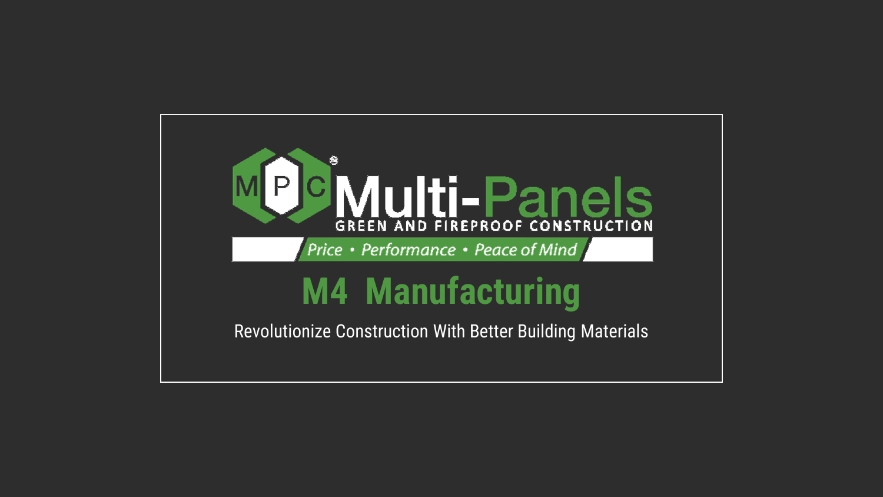MPC® Multi-Panels

GREEN AND FIREPROOF CONSTRUCTION

*Price • Performance • Peace of Mind*

# M4 Manufacturing

Revolutionize Construction With Better Building Materials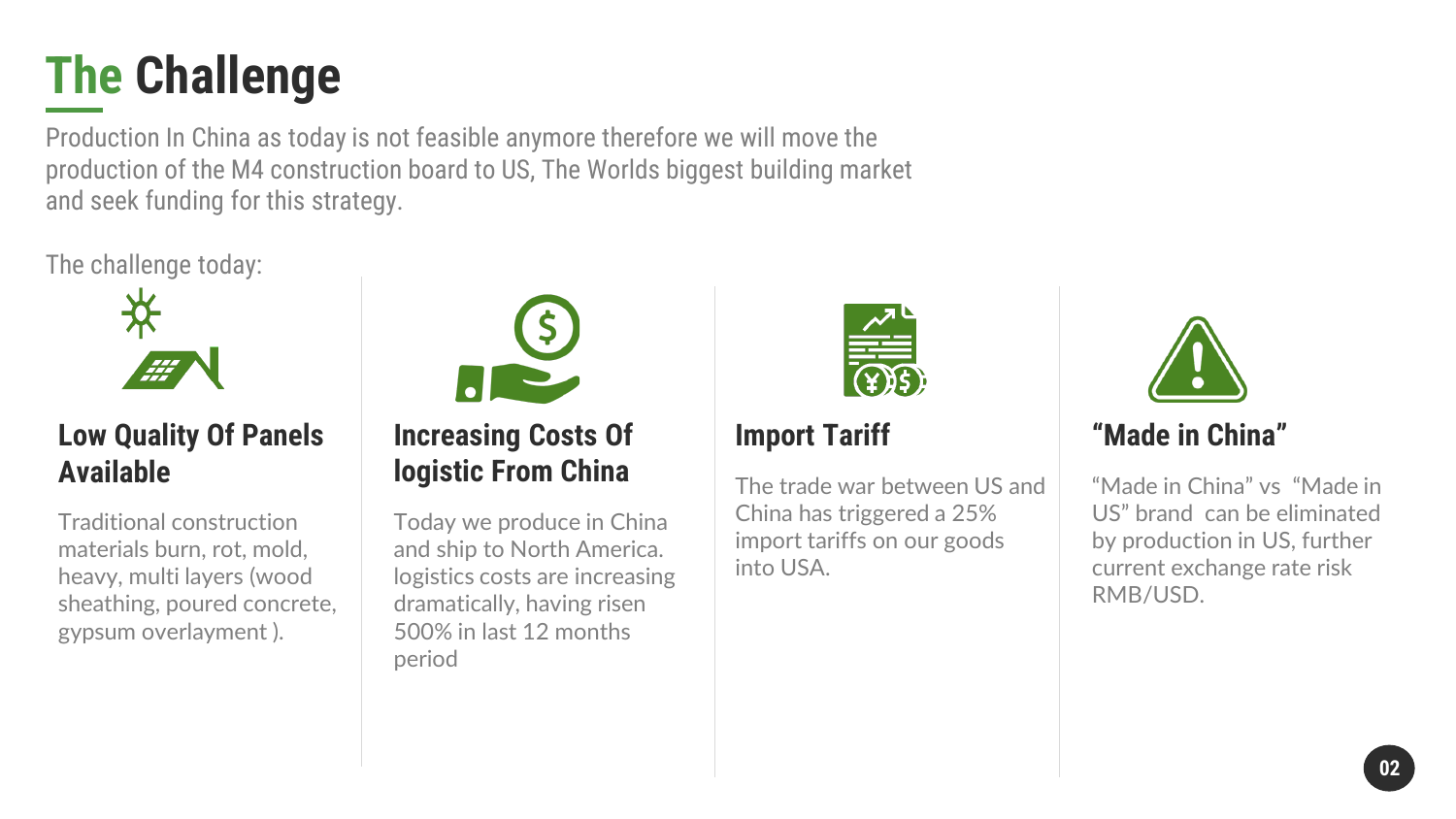# The Challenge

Production In China as today is not feasible anymore therefore we will move the production of the M4 construction board to US, The Worlds biggest building market and seek funding for this strategy.

The challenge today:

### Low Quality Of Panels Available

Traditional construction materials burn, rot, mold, heavy, multi layers (wood sheathing, poured concrete, gypsum overlayment ).

### Increasing Costs Of logistic From China

Today we produce in China and ship to North America. logistics costs are increasing dramatically, having risen 500% in last 12 months period

### Import Tariff

The trade war between US and China has triggered a 25% import tariffs on our goods into USA.

### “Made in China”

“Made in China” vs “Made in US” brand can be eliminated by production in US, further current exchange rate risk RMB/USD.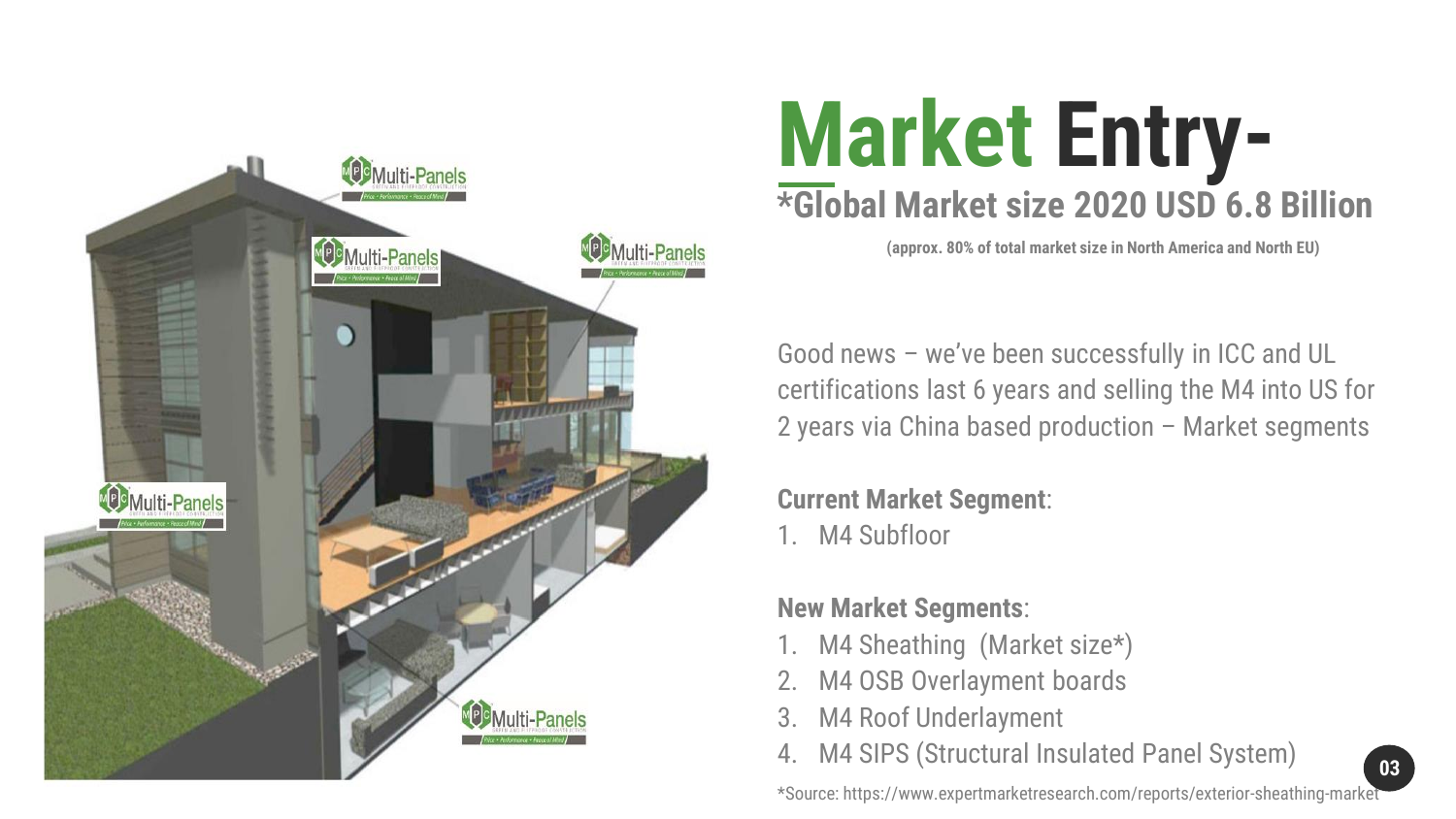# Market Entry-

## *Global Market size 2020 USD 6.8 Billion

**(approx. 80% of total market size in North America and North EU)**

Good news – we've been successfully in ICC and UL certifications last 6 years and selling the M4 into US for 2 years via China based production – Market segments

**Current Market Segment**:

1. M4 Subfloor

**New Market Segments**:

1. M4 Sheathing (Market size*)
2. M4 OSB Overlayment boards
3. M4 Roof Underlayment
4. M4 SIPS (Structural Insulated Panel System)

*Source: https://www.expertmarketresearch.com/reports/exterior-sheathing-market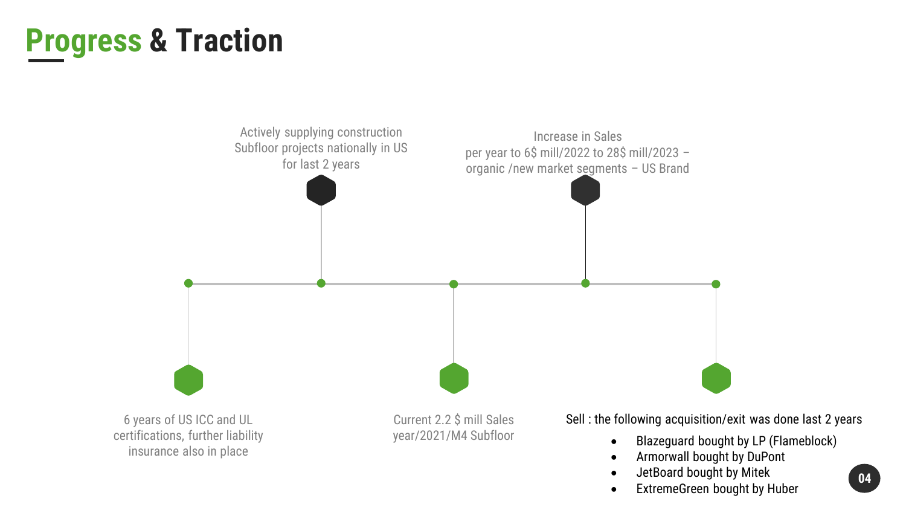# Progress & Traction

6 years of US ICC and UL certifications, further liability insurance also in place

Actively supplying construction Subfloor projects nationally in US for last 2 years

Current 2.2 $ mill Sales year/2021/M4 Subfloor

Increase in Sales per year to 6$ mill/2022 to 28$ mill/2023 – organic /new market segments – US Brand

Sell : the following acquisition/exit was done last 2 years

- Blazeguard bought by LP (Flameblock)
- Armorwall bought by DuPont
- JetBoard bought by Mitek
- ExtremeGreen bought by Huber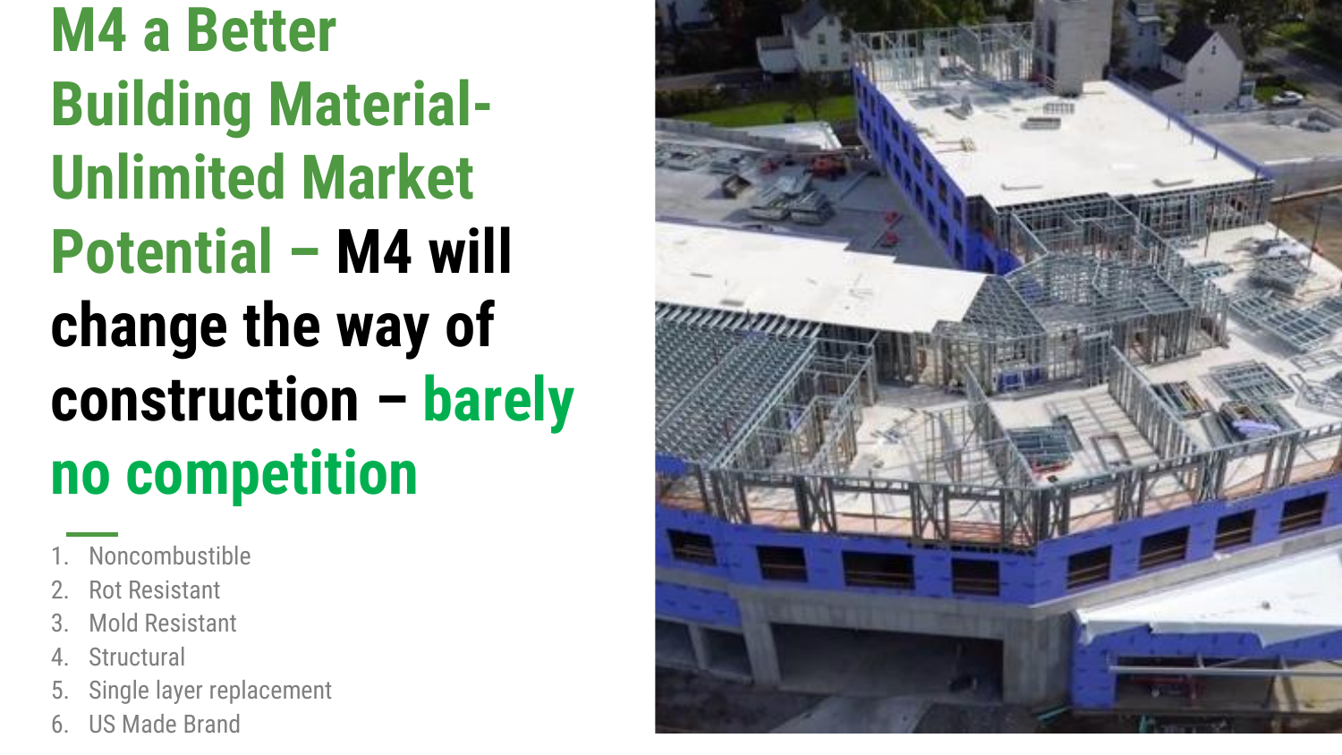# M4 a Better Building Material- Unlimited Market Potential – M4 will change the way of construction – barely no competition

1. Noncombustible
2. Rot Resistant
3. Mold Resistant
4. Structural
5. Single layer replacement
6. US Made Brand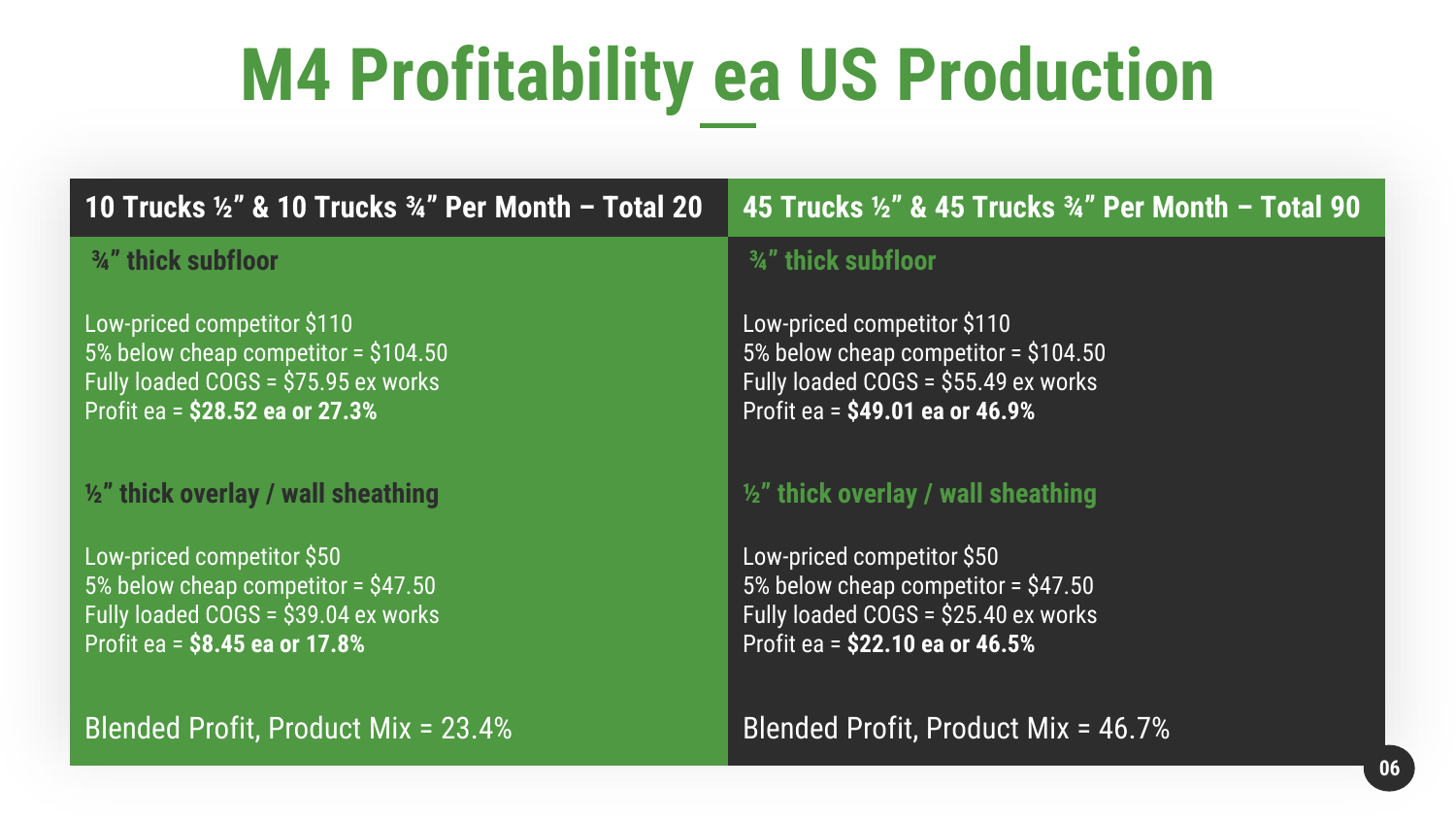# M4 Profitability ea US Production

## 10 Trucks ½" & 10 Trucks ¾" Per Month – Total 20

### ¾" thick subfloor

Low-priced competitor $110
5% below cheap competitor = $104.50
Fully loaded COGS = $75.95 ex works
Profit ea = **$28.52 ea or 27.3%**

### ½" thick overlay / wall sheathing

Low-priced competitor $50
5% below cheap competitor = $47.50
Fully loaded COGS = $39.04 ex works
Profit ea = **$8.45 ea or 17.8%**

Blended Profit, Product Mix = 23.4%

## 45 Trucks ½" & 45 Trucks ¾" Per Month – Total 90

### ¾" thick subfloor

Low-priced competitor $110
5% below cheap competitor = $104.50
Fully loaded COGS = $55.49 ex works
Profit ea = **$49.01 ea or 46.9%**

### ½" thick overlay / wall sheathing

Low-priced competitor $50
5% below cheap competitor = $47.50
Fully loaded COGS = $25.40 ex works
Profit ea = **$22.10 ea or 46.5%**

Blended Profit, Product Mix = 46.7%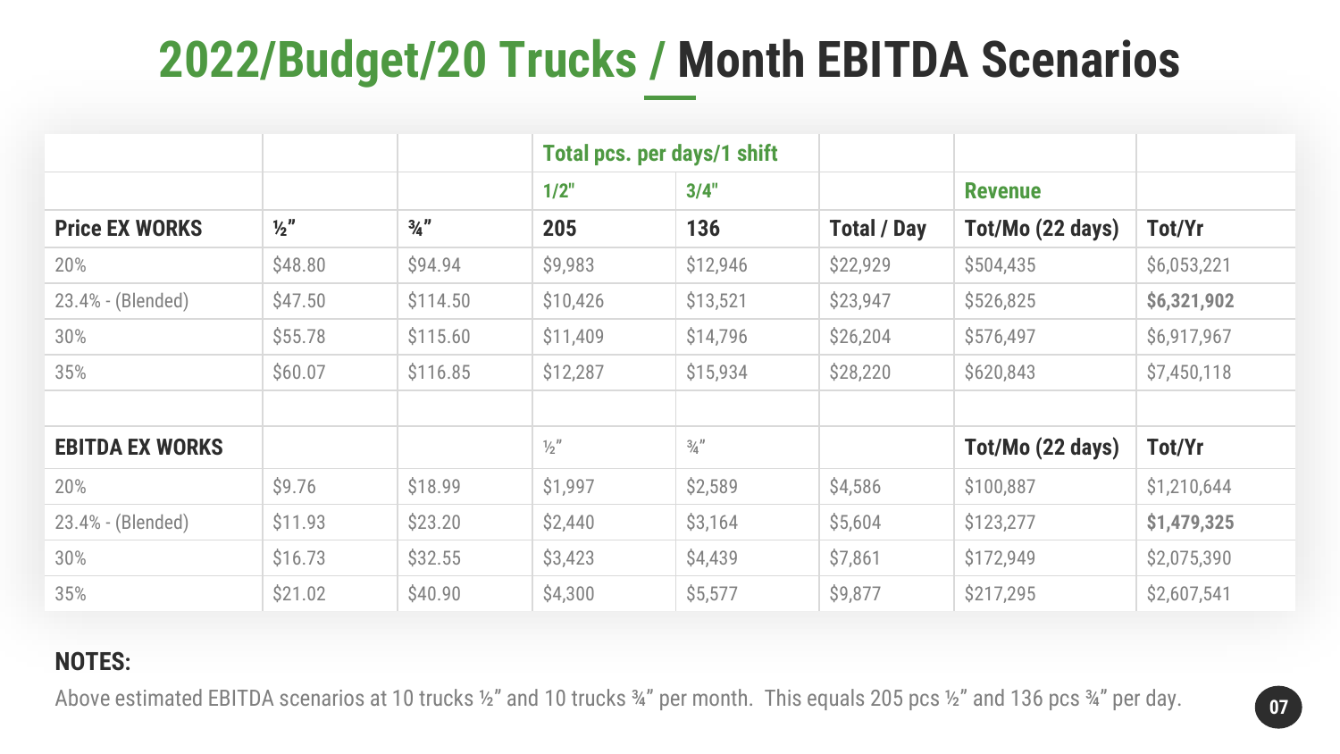# 2022/Budget/20 Trucks / Month EBITDA Scenarios

| | | | Total pcs. per days/1 shift | | | | |
|---|---|---|---|---|---|---|---|
| | | | 1/2" | 3/4" | | Revenue | |
| **Price EX WORKS** | **½"** | **¾"** | **205** | **136** | **Total / Day** | **Tot/Mo (22 days)** | **Tot/Yr** |
| 20% | $48.80 | $94.94 | $9,983 | $12,946 | $22,929 | $504,435 | $6,053,221 |
| 23.4% - (Blended) | $47.50 | $114.50 | $10,426 | $13,521 | $23,947 | $526,825 | **$6,321,902** |
| 30% | $55.78 | $115.60 | $11,409 | $14,796 | $26,204 | $576,497 | $6,917,967 |
| 35% | $60.07 | $116.85 | $12,287 | $15,934 | $28,220 | $620,843 | $7,450,118 |
| | | | | | | | |
| **EBITDA EX WORKS** | | | ½" | ¾" | | **Tot/Mo (22 days)** | **Tot/Yr** |
| 20% | $9.76 | $18.99 | $1,997 | $2,589 | $4,586 | $100,887 | $1,210,644 |
| 23.4% - (Blended) | $11.93 | $23.20 | $2,440 | $3,164 | $5,604 | $123,277 | **$1,479,325** |
| 30% | $16.73 | $32.55 | $3,423 | $4,439 | $7,861 | $172,949 | $2,075,390 |
| 35% | $21.02 | $40.90 | $4,300 | $5,577 | $9,877 | $217,295 | $2,607,541 |

**NOTES:**

Above estimated EBITDA scenarios at 10 trucks ½" and 10 trucks ¾" per month. This equals 205 pcs ½" and 136 pcs ¾" per day.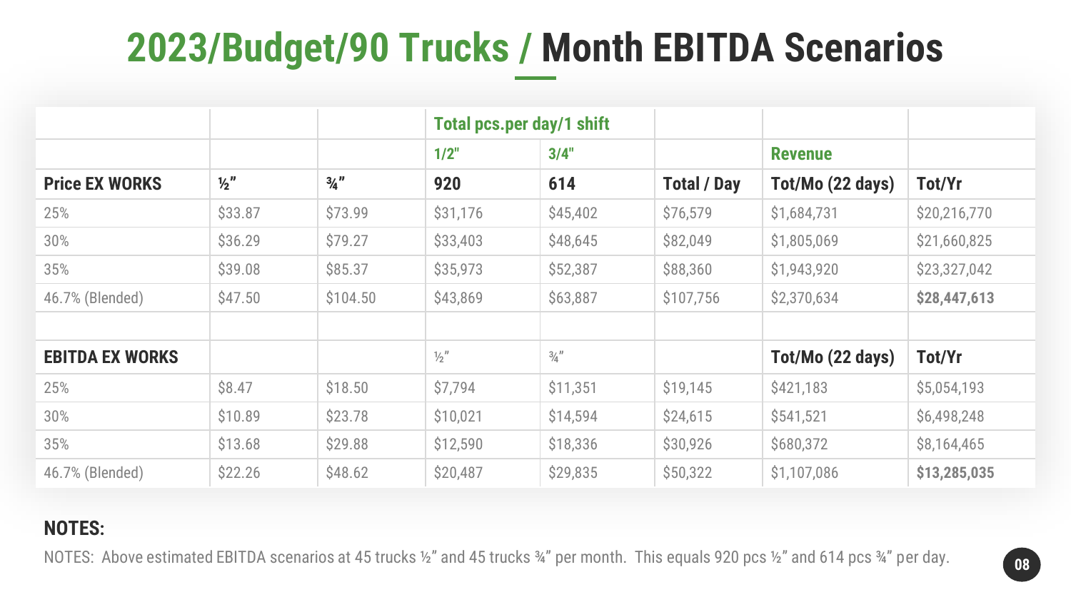# 2023/Budget/90 Trucks / Month EBITDA Scenarios

| | | | Total pcs.per day/1 shift | | | | |
|---|---|---|---|---|---|---|---|
| | | | 1/2" | 3/4" | | Revenue | |
| **Price EX WORKS** | **½"** | **¾"** | **920** | **614** | **Total / Day** | **Tot/Mo (22 days)** | **Tot/Yr** |
| 25% | $33.87 | $73.99 | $31,176 | $45,402 | $76,579 | $1,684,731 | $20,216,770 |
| 30% | $36.29 | $79.27 | $33,403 | $48,645 | $82,049 | $1,805,069 | $21,660,825 |
| 35% | $39.08 | $85.37 | $35,973 | $52,387 | $88,360 | $1,943,920 | $23,327,042 |
| 46.7% (Blended) | $47.50 | $104.50 | $43,869 | $63,887 | $107,756 | $2,370,634 | **$28,447,613** |
| | | | | | | | |
| **EBITDA EX WORKS** | | | ½" | ¾" | | **Tot/Mo (22 days)** | **Tot/Yr** |
| 25% | $8.47 | $18.50 | $7,794 | $11,351 | $19,145 | $421,183 | $5,054,193 |
| 30% | $10.89 | $23.78 | $10,021 | $14,594 | $24,615 | $541,521 | $6,498,248 |
| 35% | $13.68 | $29.88 | $12,590 | $18,336 | $30,926 | $680,372 | $8,164,465 |
| 46.7% (Blended) | $22.26 | $48.62 | $20,487 | $29,835 | $50,322 | $1,107,086 | **$13,285,035** |

**NOTES:**

NOTES: Above estimated EBITDA scenarios at 45 trucks ½" and 45 trucks ¾" per month. This equals 920 pcs ½" and 614 pcs ¾" per day.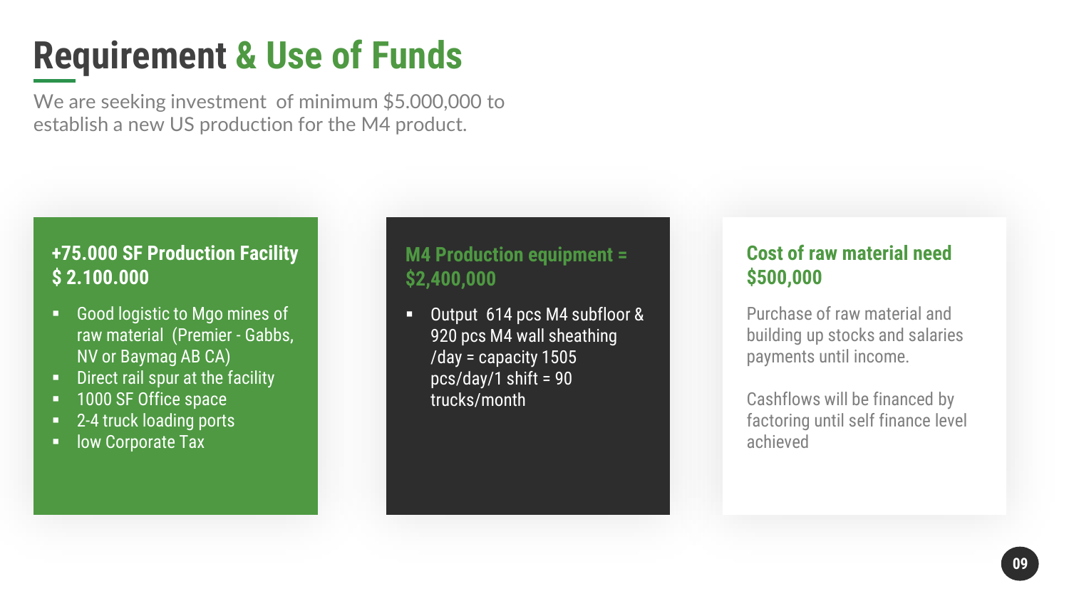# Requirement & Use of Funds

We are seeking investment of minimum $5.000,000 to establish a new US production for the M4 product.

### +75.000 SF Production Facility $ 2.100.000

- Good logistic to Mgo mines of raw material (Premier - Gabbs, NV or Baymag AB CA)
- Direct rail spur at the facility
- 1000 SF Office space
- 2-4 truck loading ports
- low Corporate Tax

### M4 Production equipment = $2,400,000

- Output 614 pcs M4 subfloor & 920 pcs M4 wall sheathing /day = capacity 1505 pcs/day/1 shift = 90 trucks/month

### Cost of raw material need $500,000

Purchase of raw material and building up stocks and salaries payments until income.

Cashflows will be financed by factoring until self finance level achieved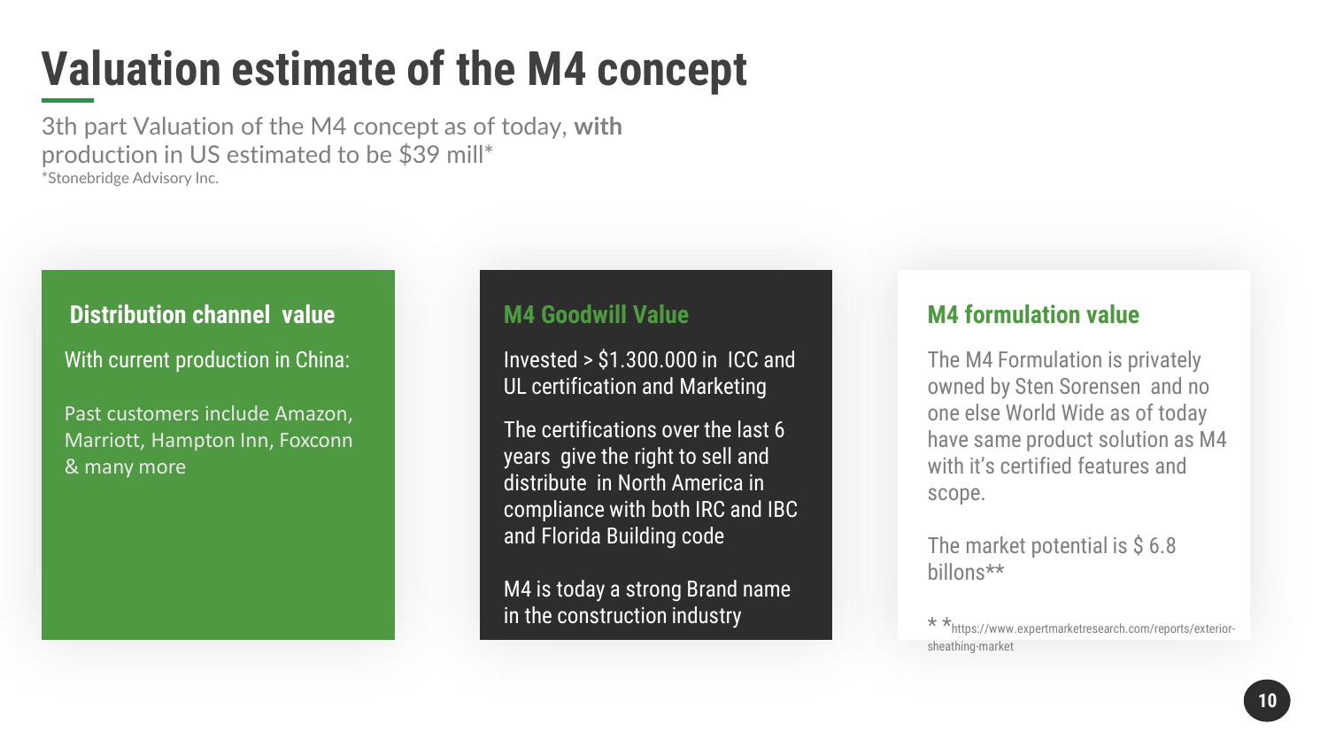# Valuation estimate of the M4 concept

3th part Valuation of the M4 concept as of today, **with** production in US estimated to be $39 mill*

*Stonebridge Advisory Inc.

### Distribution channel value

With current production in China:

Past customers include Amazon, Marriott, Hampton Inn, Foxconn & many more

### M4 Goodwill Value

Invested > $1.300.000 in ICC and UL certification and Marketing

The certifications over the last 6 years give the right to sell and distribute in North America in compliance with both IRC and IBC and Florida Building code

M4 is today a strong Brand name in the construction industry

### M4 formulation value

The M4 Formulation is privately owned by Sten Sorensen and no one else World Wide as of today have same product solution as M4 with it's certified features and scope.

The market potential is $ 6.8 billons**

* *https://www.expertmarketresearch.com/reports/exterior-sheathing-market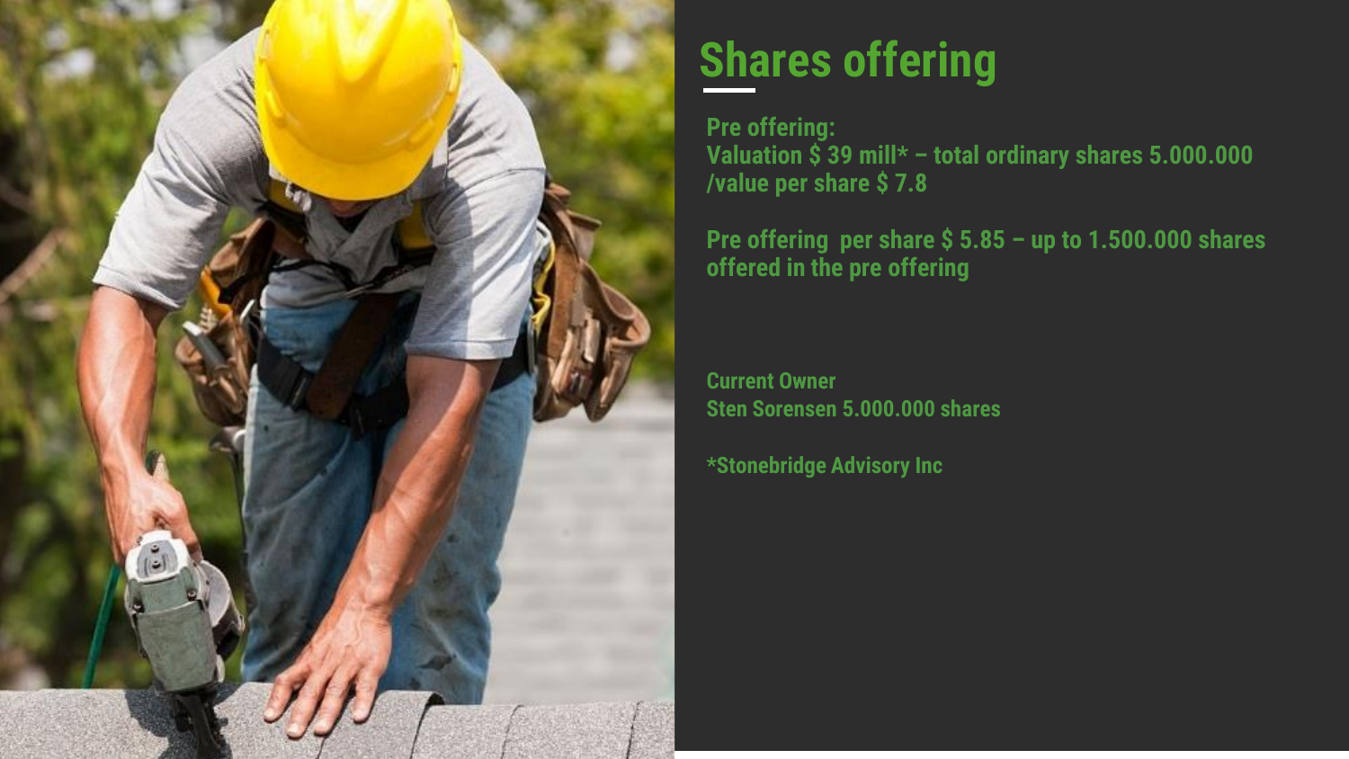# Shares offering

**Pre offering:**
**Valuation $ 39 mill* – total ordinary shares 5.000.000 /value per share $ 7.8**

**Pre offering per share $ 5.85 – up to 1.500.000 shares offered in the pre offering**

**Current Owner**
**Sten Sorensen 5.000.000 shares**

***Stonebridge Advisory Inc**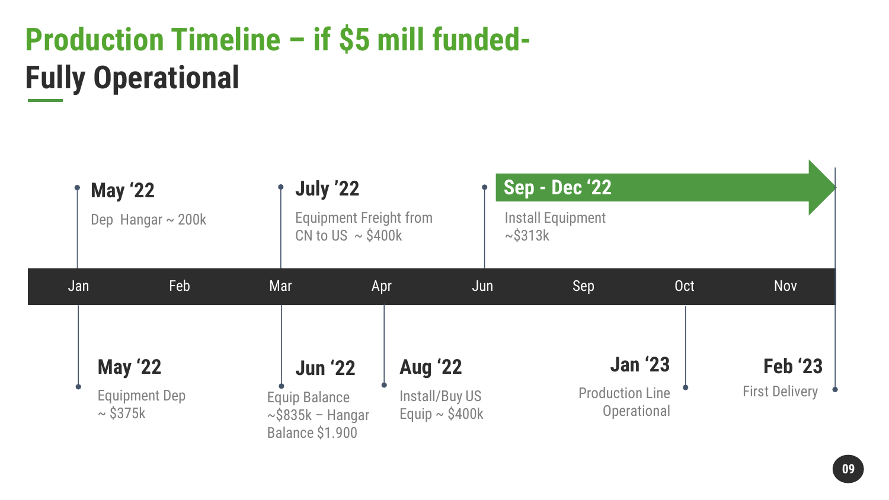# Production Timeline – if $5 mill funded- Fully Operational

**May '22**
Dep Hangar ~ 200k

**July '22**
Equipment Freight from CN to US ~ $400k

**Sep - Dec '22**
Install Equipment ~$313k

Jan | Feb | Mar | Apr | Jun | Sep | Oct | Nov

**May '22**
Equipment Dep ~ $375k

**Jun '22**
Equip Balance ~$835k – Hangar Balance $1.900

**Aug '22**
Install/Buy US Equip ~ $400k

**Jan '23**
Production Line Operational

**Feb '23**
First Delivery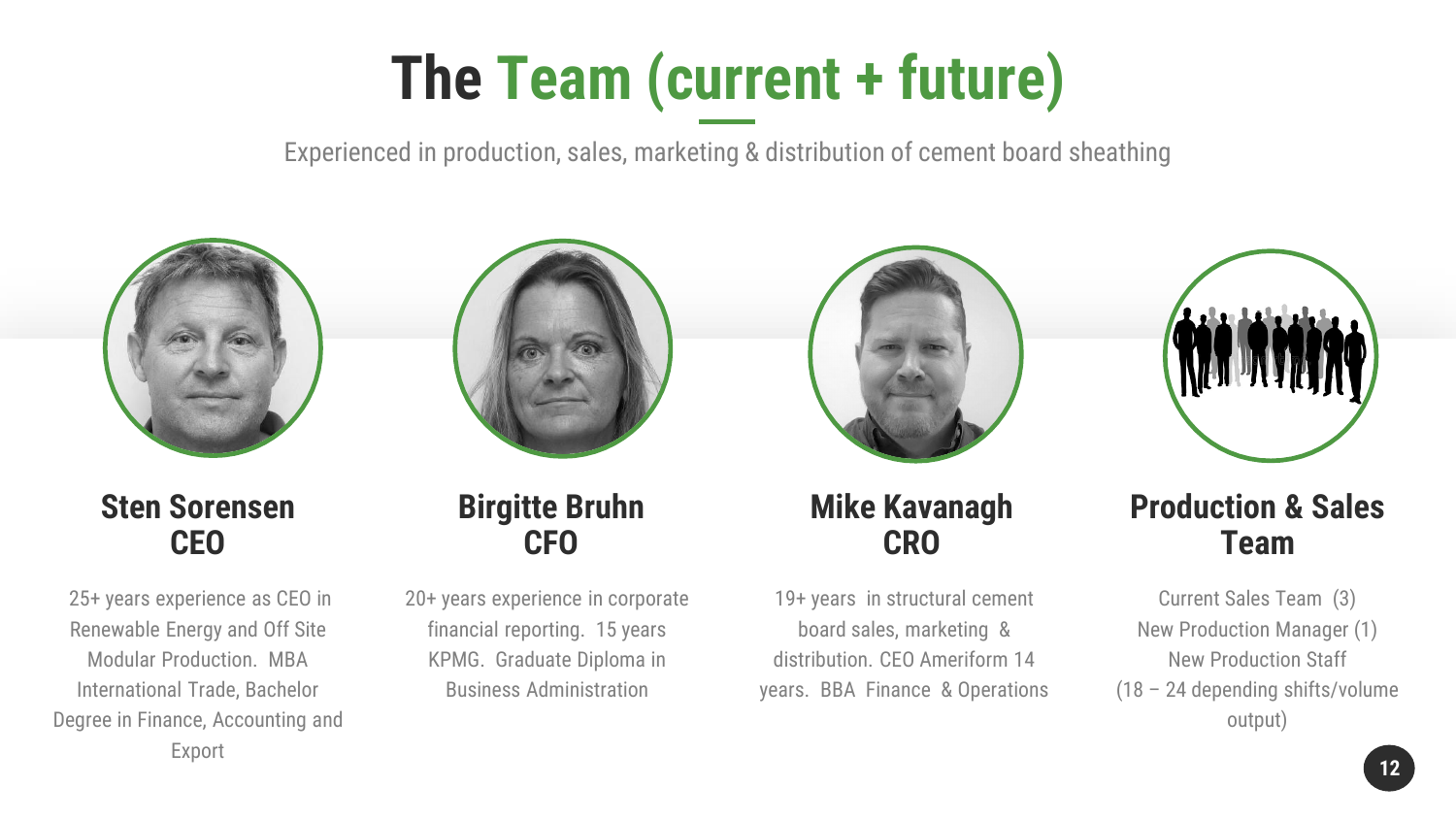# The Team (current + future)

Experienced in production, sales, marketing & distribution of cement board sheathing

### Sten Sorensen
### CEO

25+ years experience as CEO in Renewable Energy and Off Site Modular Production. MBA International Trade, Bachelor Degree in Finance, Accounting and Export

### Birgitte Bruhn
### CFO

20+ years experience in corporate financial reporting. 15 years KPMG. Graduate Diploma in Business Administration

### Mike Kavanagh
### CRO

19+ years in structural cement board sales, marketing & distribution. CEO Ameriform 14 years. BBA Finance & Operations

### Production & Sales Team

Current Sales Team (3)
New Production Manager (1)
New Production Staff
(18 – 24 depending shifts/volume output)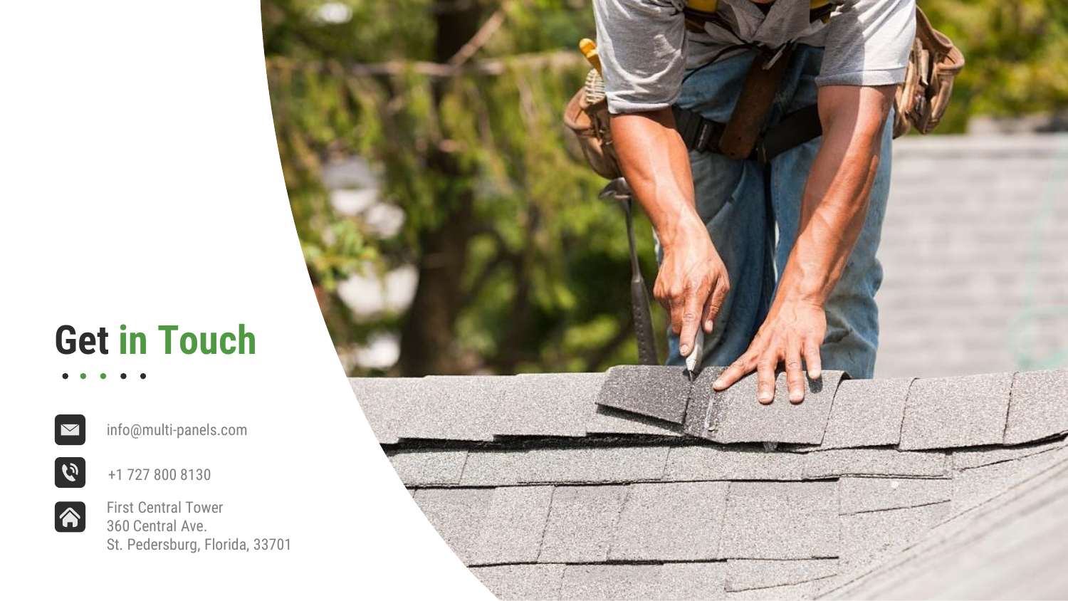# Get in Touch

info@multi-panels.com

+1 727 800 8130

First Central Tower
360 Central Ave.
St. Pedersburg, Florida, 33701